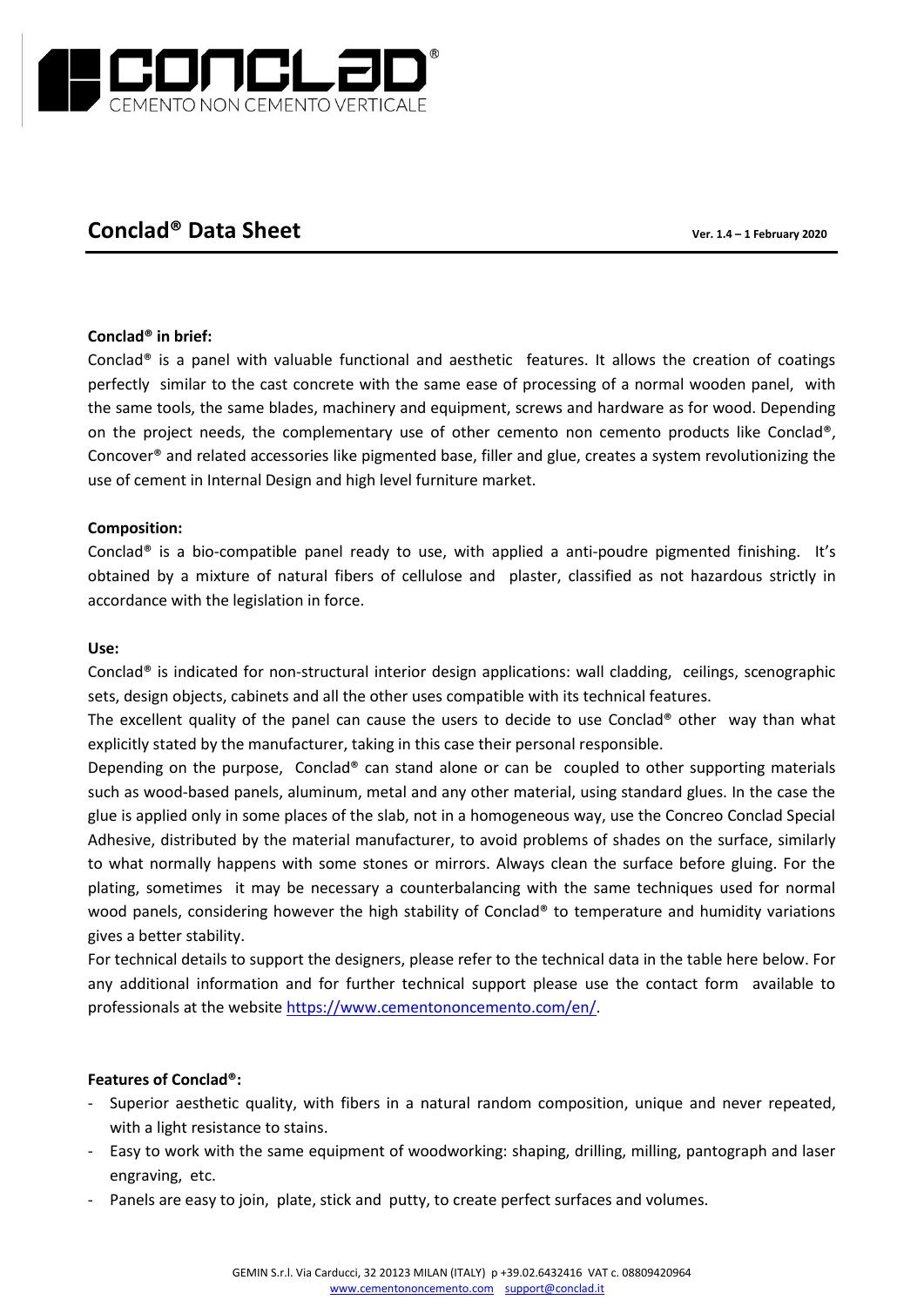CONCLAD®
CEMENTO NON CEMENTO VERTICALE

# Conclad® Data Sheet

**Ver. 1.4 – 1 February 2020**

**Conclad® in brief:**

Conclad® is a panel with valuable functional and aesthetic features. It allows the creation of coatings perfectly similar to the cast concrete with the same ease of processing of a normal wooden panel, with the same tools, the same blades, machinery and equipment, screws and hardware as for wood. Depending on the project needs, the complementary use of other cemento non cemento products like Conclad®, Concover® and related accessories like pigmented base, filler and glue, creates a system revolutionizing the use of cement in Internal Design and high level furniture market.

**Composition:**

Conclad® is a bio-compatible panel ready to use, with applied a anti-poudre pigmented finishing. It's obtained by a mixture of natural fibers of cellulose and plaster, classified as not hazardous strictly in accordance with the legislation in force.

**Use:**

Conclad® is indicated for non-structural interior design applications: wall cladding, ceilings, scenographic sets, design objects, cabinets and all the other uses compatible with its technical features.

The excellent quality of the panel can cause the users to decide to use Conclad® other way than what explicitly stated by the manufacturer, taking in this case their personal responsible.

Depending on the purpose, Conclad® can stand alone or can be coupled to other supporting materials such as wood-based panels, aluminum, metal and any other material, using standard glues. In the case the glue is applied only in some places of the slab, not in a homogeneous way, use the Concreo Conclad Special Adhesive, distributed by the material manufacturer, to avoid problems of shades on the surface, similarly to what normally happens with some stones or mirrors. Always clean the surface before gluing. For the plating, sometimes it may be necessary a counterbalancing with the same techniques used for normal wood panels, considering however the high stability of Conclad® to temperature and humidity variations gives a better stability.

For technical details to support the designers, please refer to the technical data in the table here below. For any additional information and for further technical support please use the contact form available to professionals at the website https://www.cementononcemento.com/en/.

**Features of Conclad®:**

- Superior aesthetic quality, with fibers in a natural random composition, unique and never repeated, with a light resistance to stains.
- Easy to work with the same equipment of woodworking: shaping, drilling, milling, pantograph and laser engraving, etc.
- Panels are easy to join, plate, stick and putty, to create perfect surfaces and volumes.

GEMIN S.r.l. Via Carducci, 32 20123 MILAN (ITALY) p +39.02.6432416 VAT c. 08809420964
www.cementononcemento.com support@conclad.it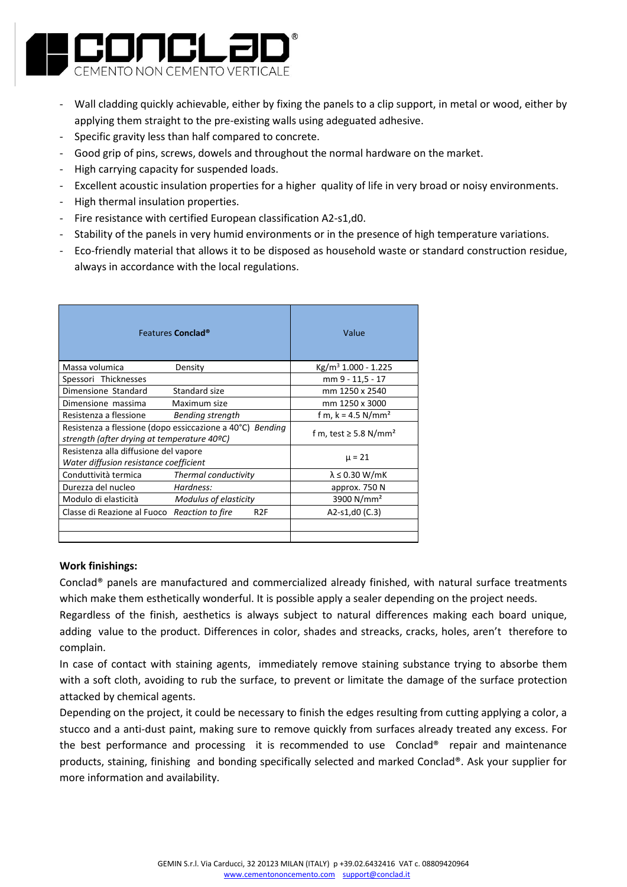- Wall cladding quickly achievable, either by fixing the panels to a clip support, in metal or wood, either by applying them straight to the pre-existing walls using adeguated adhesive.
- Specific gravity less than half compared to concrete.
- Good grip of pins, screws, dowels and throughout the normal hardware on the market.
- High carrying capacity for suspended loads.
- Excellent acoustic insulation properties for a higher quality of life in very broad or noisy environments.
- High thermal insulation properties.
- Fire resistance with certified European classification A2-s1,d0.
- Stability of the panels in very humid environments or in the presence of high temperature variations.
- Eco-friendly material that allows it to be disposed as household waste or standard construction residue, always in accordance with the local regulations.

| Features **Conclad®** | Value |
|---|---|
| Massa volumica Density | $Kg/m^3$ 1.000 - 1.225 |
| Spessori Thicknesses | mm 9 - 11,5 - 17 |
| Dimensione Standard Standard size | mm 1250 x 2540 |
| Dimensione massima Maximum size | mm 1250 x 3000 |
| Resistenza a flessione *Bending strength* | $f_{m,k} = 4.5$ N/mm² |
| Resistenza a flessione (dopo essiccazione a 40°C) *Bending strength (after drying at temperature 40ºC)* | $f_{m,test} \geq 5.8$ N/mm² |
| Resistenza alla diffusione del vapore *Water diffusion resistance coefficient* | $\mu = 21$ |
| Conduttività termica *Thermal conductivity* | $\lambda \leq 0.30$ W/mK |
| Durezza del nucleo *Hardness:* | approx. 750 N |
| Modulo di elasticità *Modulus of elasticity* | 3900 N/mm² |
| Classe di Reazione al Fuoco *Reaction to fire* R2F | A2-s1,d0 (C.3) |
| | |
| | |

**Work finishings:**

Conclad® panels are manufactured and commercialized already finished, with natural surface treatments which make them esthetically wonderful. It is possible apply a sealer depending on the project needs.

Regardless of the finish, aesthetics is always subject to natural differences making each board unique, adding value to the product. Differences in color, shades and streacks, cracks, holes, aren't therefore to complain.

In case of contact with staining agents, immediately remove staining substance trying to absorbe them with a soft cloth, avoiding to rub the surface, to prevent or limitate the damage of the surface protection attacked by chemical agents.

Depending on the project, it could be necessary to finish the edges resulting from cutting applying a color, a stucco and a anti-dust paint, making sure to remove quickly from surfaces already treated any excess. For the best performance and processing it is recommended to use Conclad® repair and maintenance products, staining, finishing and bonding specifically selected and marked Conclad®. Ask your supplier for more information and availability.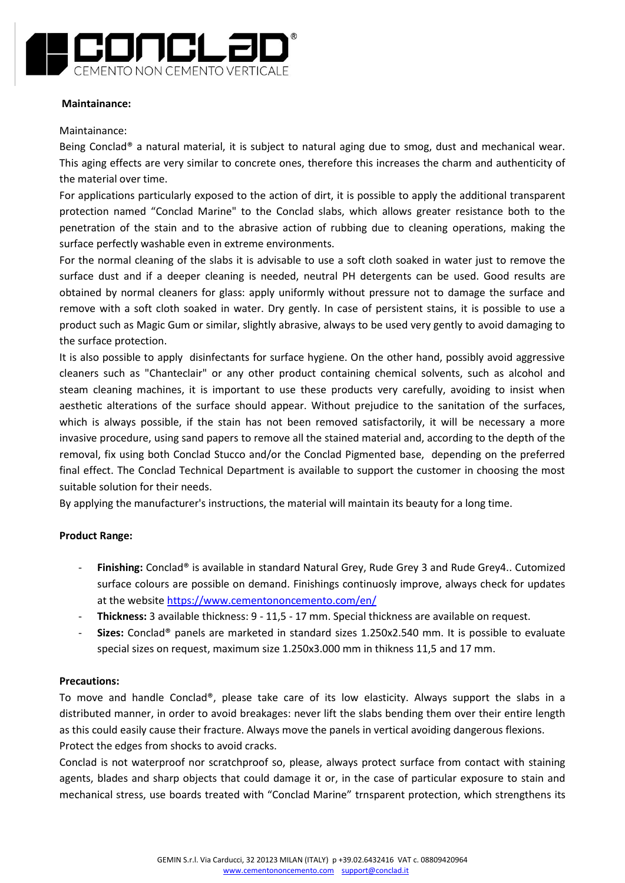**Maintainance:**

Maintainance:
Being Conclad® a natural material, it is subject to natural aging due to smog, dust and mechanical wear. This aging effects are very similar to concrete ones, therefore this increases the charm and authenticity of the material over time.
For applications particularly exposed to the action of dirt, it is possible to apply the additional transparent protection named "Conclad Marine" to the Conclad slabs, which allows greater resistance both to the penetration of the stain and to the abrasive action of rubbing due to cleaning operations, making the surface perfectly washable even in extreme environments.
For the normal cleaning of the slabs it is advisable to use a soft cloth soaked in water just to remove the surface dust and if a deeper cleaning is needed, neutral PH detergents can be used. Good results are obtained by normal cleaners for glass: apply uniformly without pressure not to damage the surface and remove with a soft cloth soaked in water. Dry gently. In case of persistent stains, it is possible to use a product such as Magic Gum or similar, slightly abrasive, always to be used very gently to avoid damaging to the surface protection.
It is also possible to apply disinfectants for surface hygiene. On the other hand, possibly avoid aggressive cleaners such as "Chanteclair" or any other product containing chemical solvents, such as alcohol and steam cleaning machines, it is important to use these products very carefully, avoiding to insist when aesthetic alterations of the surface should appear. Without prejudice to the sanitation of the surfaces, which is always possible, if the stain has not been removed satisfactorily, it will be necessary a more invasive procedure, using sand papers to remove all the stained material and, according to the depth of the removal, fix using both Conclad Stucco and/or the Conclad Pigmented base, depending on the preferred final effect. The Conclad Technical Department is available to support the customer in choosing the most suitable solution for their needs.
By applying the manufacturer's instructions, the material will maintain its beauty for a long time.

**Product Range:**

- **Finishing:** Conclad® is available in standard Natural Grey, Rude Grey 3 and Rude Grey4.. Cutomized surface colours are possible on demand. Finishings continuosly improve, always check for updates at the website https://www.cementononcemento.com/en/
- **Thickness:** 3 available thickness: 9 - 11,5 - 17 mm. Special thickness are available on request.
- **Sizes:** Conclad® panels are marketed in standard sizes 1.250x2.540 mm. It is possible to evaluate special sizes on request, maximum size 1.250x3.000 mm in thikness 11,5 and 17 mm.

**Precautions:**

To move and handle Conclad®, please take care of its low elasticity. Always support the slabs in a distributed manner, in order to avoid breakages: never lift the slabs bending them over their entire length as this could easily cause their fracture. Always move the panels in vertical avoiding dangerous flexions.
Protect the edges from shocks to avoid cracks.
Conclad is not waterproof nor scratchproof so, please, always protect surface from contact with staining agents, blades and sharp objects that could damage it or, in the case of particular exposure to stain and mechanical stress, use boards treated with "Conclad Marine" trnsparent protection, which strengthens its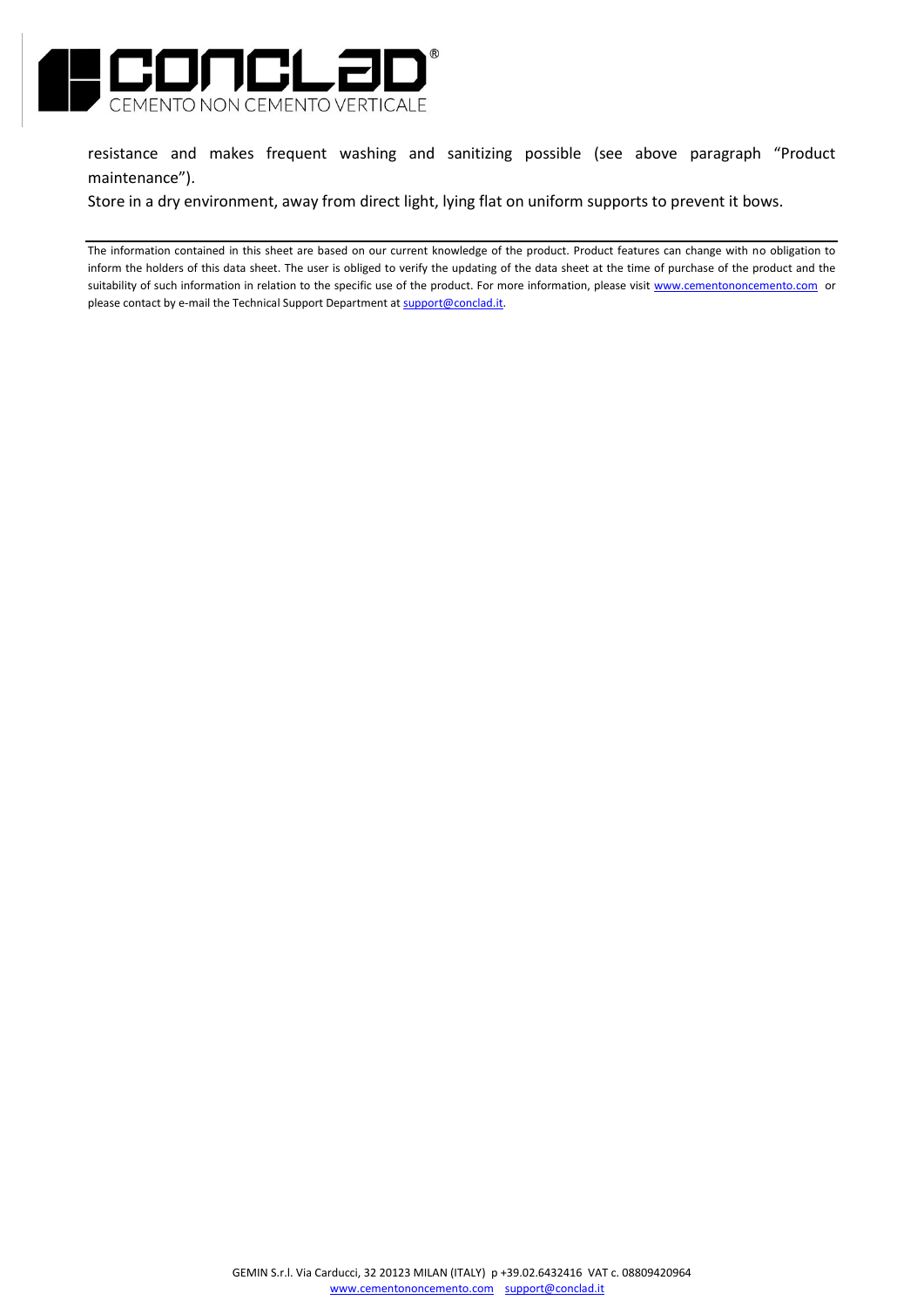resistance and makes frequent washing and sanitizing possible (see above paragraph "Product maintenance").

Store in a dry environment, away from direct light, lying flat on uniform supports to prevent it bows.

---

The information contained in this sheet are based on our current knowledge of the product. Product features can change with no obligation to inform the holders of this data sheet. The user is obliged to verify the updating of the data sheet at the time of purchase of the product and the suitability of such information in relation to the specific use of the product. For more information, please visit www.cementononcemento.com or please contact by e-mail the Technical Support Department at support@conclad.it.